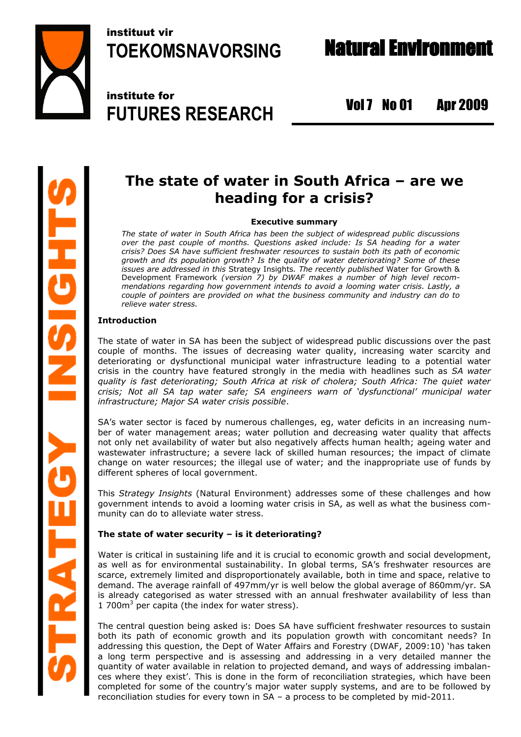# The state of water in South Africa – are we heading for a crisis?

**Executive summary**

*The state of water in South Africa has been the subject of widespread public discussions over the past couple of months. Questions asked include: Is SA heading for a water crisis? Does SA have sufficient freshwater resources to sustain both its path of economic growth and its population growth? Is the quality of water deteriorating? Some of these issues are addressed in this* Strategy Insights*. The recently published* Water for Growth & Development Framework *(version 7) by DWAF makes a number of high level recommendations regarding how government intends to avoid a looming water crisis. Lastly, a couple of pointers are provided on what the business community and industry can do to relieve water stress.*

### Introduction

The state of water in SA has been the subject of widespread public discussions over the past couple of months. The issues of decreasing water quality, increasing water scarcity and deteriorating or dysfunctional municipal water infrastructure leading to a potential water crisis in the country have featured strongly in the media with headlines such as *SA water quality is fast deteriorating; South Africa at risk of cholera; South Africa: The quiet water crisis; Not all SA tap water safe; SA engineers warn of 'dysfunctional' municipal water infrastructure; Major SA water crisis possible*.

SA's water sector is faced by numerous challenges, eg, water deficits in an increasing number of water management areas; water pollution and decreasing water quality that affects not only net availability of water but also negatively affects human health; ageing water and wastewater infrastructure; a severe lack of skilled human resources; the impact of climate change on water resources; the illegal use of water; and the inappropriate use of funds by different spheres of local government.

This *Strategy Insights* (Natural Environment) addresses some of these challenges and how government intends to avoid a looming water crisis in SA, as well as what the business community can do to alleviate water stress.

### The state of water security – is it deteriorating?

Water is critical in sustaining life and it is crucial to economic growth and social development, as well as for environmental sustainability. In global terms, SA's freshwater resources are scarce, extremely limited and disproportionately available, both in time and space, relative to demand. The average rainfall of 497mm/yr is well below the global average of 860mm/yr. SA is already categorised as water stressed with an annual freshwater availability of less than 1 700m$^3$ per capita (the index for water stress).

The central question being asked is: Does SA have sufficient freshwater resources to sustain both its path of economic growth and its population growth with concomitant needs? In addressing this question, the Dept of Water Affairs and Forestry (DWAF, 2009:10) 'has taken a long term perspective and is assessing and addressing in a very detailed manner the quantity of water available in relation to projected demand, and ways of addressing imbalances where they exist'. This is done in the form of reconciliation strategies, which have been completed for some of the country's major water supply systems, and are to be followed by reconciliation studies for every town in SA – a process to be completed by mid-2011.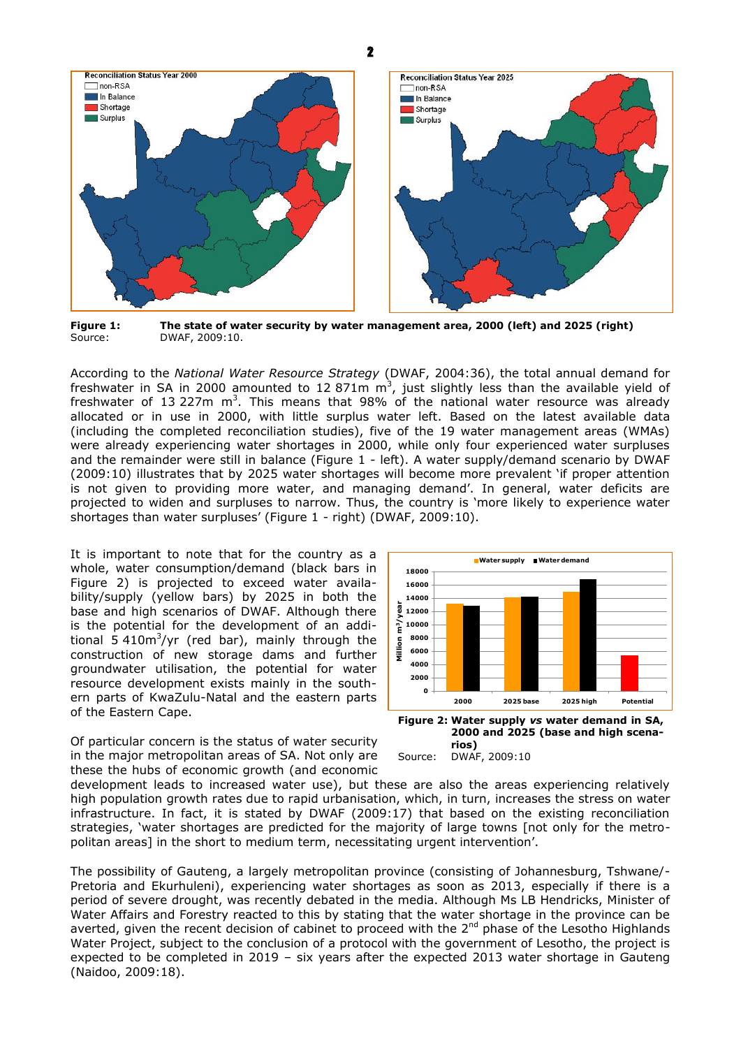**Figure 1: The state of water security by water management area, 2000 (left) and 2025 (right)**
Source: DWAF, 2009:10.

According to the *National Water Resource Strategy* (DWAF, 2004:36), the total annual demand for freshwater in SA in 2000 amounted to 12 871m $m^3$, just slightly less than the available yield of freshwater of 13 227m $m^3$. This means that 98% of the national water resource was already allocated or in use in 2000, with little surplus water left. Based on the latest available data (including the completed reconciliation studies), five of the 19 water management areas (WMAs) were already experiencing water shortages in 2000, while only four experienced water surpluses and the remainder were still in balance (Figure 1 - left). A water supply/demand scenario by DWAF (2009:10) illustrates that by 2025 water shortages will become more prevalent 'if proper attention is not given to providing more water, and managing demand'. In general, water deficits are projected to widen and surpluses to narrow. Thus, the country is 'more likely to experience water shortages than water surpluses' (Figure 1 - right) (DWAF, 2009:10).

It is important to note that for the country as a whole, water consumption/demand (black bars in Figure 2) is projected to exceed water availability/supply (yellow bars) by 2025 in both the base and high scenarios of DWAF. Although there is the potential for the development of an additional 5 410m$^3$/yr (red bar), mainly through the construction of new storage dams and further groundwater utilisation, the potential for water resource development exists mainly in the southern parts of KwaZulu-Natal and the eastern parts of the Eastern Cape.

**Figure 2: Water supply *vs* water demand in SA, 2000 and 2025 (base and high scenarios)**
Source: DWAF, 2009:10

Of particular concern is the status of water security in the major metropolitan areas of SA. Not only are these the hubs of economic growth (and economic development leads to increased water use), but these are also the areas experiencing relatively high population growth rates due to rapid urbanisation, which, in turn, increases the stress on water infrastructure. In fact, it is stated by DWAF (2009:17) that based on the existing reconciliation strategies, 'water shortages are predicted for the majority of large towns [not only for the metropolitan areas] in the short to medium term, necessitating urgent intervention'.

The possibility of Gauteng, a largely metropolitan province (consisting of Johannesburg, Tshwane/-Pretoria and Ekurhuleni), experiencing water shortages as soon as 2013, especially if there is a period of severe drought, was recently debated in the media. Although Ms LB Hendricks, Minister of Water Affairs and Forestry reacted to this by stating that the water shortage in the province can be averted, given the recent decision of cabinet to proceed with the 2$^{nd}$ phase of the Lesotho Highlands Water Project, subject to the conclusion of a protocol with the government of Lesotho, the project is expected to be completed in 2019 – six years after the expected 2013 water shortage in Gauteng (Naidoo, 2009:18).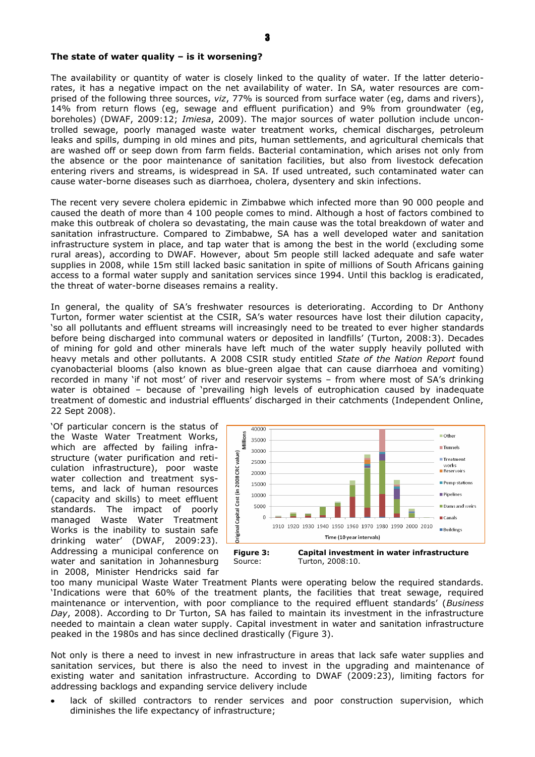**The state of water quality – is it worsening?**

The availability or quantity of water is closely linked to the quality of water. If the latter deteriorates, it has a negative impact on the net availability of water. In SA, water resources are comprised of the following three sources, *viz*, 77% is sourced from surface water (eg, dams and rivers), 14% from return flows (eg, sewage and effluent purification) and 9% from groundwater (eg, boreholes) (DWAF, 2009:12; *Imiesa*, 2009). The major sources of water pollution include uncontrolled sewage, poorly managed waste water treatment works, chemical discharges, petroleum leaks and spills, dumping in old mines and pits, human settlements, and agricultural chemicals that are washed off or seep down from farm fields. Bacterial contamination, which arises not only from the absence or the poor maintenance of sanitation facilities, but also from livestock defecation entering rivers and streams, is widespread in SA. If used untreated, such contaminated water can cause water-borne diseases such as diarrhoea, cholera, dysentery and skin infections.

The recent very severe cholera epidemic in Zimbabwe which infected more than 90 000 people and caused the death of more than 4 100 people comes to mind. Although a host of factors combined to make this outbreak of cholera so devastating, the main cause was the total breakdown of water and sanitation infrastructure. Compared to Zimbabwe, SA has a well developed water and sanitation infrastructure system in place, and tap water that is among the best in the world (excluding some rural areas), according to DWAF. However, about 5m people still lacked adequate and safe water supplies in 2008, while 15m still lacked basic sanitation in spite of millions of South Africans gaining access to a formal water supply and sanitation services since 1994. Until this backlog is eradicated, the threat of water-borne diseases remains a reality.

In general, the quality of SA's freshwater resources is deteriorating. According to Dr Anthony Turton, former water scientist at the CSIR, SA's water resources have lost their dilution capacity, 'so all pollutants and effluent streams will increasingly need to be treated to ever higher standards before being discharged into communal waters or deposited in landfills' (Turton, 2008:3). Decades of mining for gold and other minerals have left much of the water supply heavily polluted with heavy metals and other pollutants. A 2008 CSIR study entitled *State of the Nation Report* found cyanobacterial blooms (also known as blue-green algae that can cause diarrhoea and vomiting) recorded in many 'if not most' of river and reservoir systems – from where most of SA's drinking water is obtained – because of 'prevailing high levels of eutrophication caused by inadequate treatment of domestic and industrial effluents' discharged in their catchments (Independent Online, 22 Sept 2008).

'Of particular concern is the status of the Waste Water Treatment Works, which are affected by failing infrastructure (water purification and reticulation infrastructure), poor waste water collection and treatment systems, and lack of human resources (capacity and skills) to meet effluent standards. The impact of poorly managed Waste Water Treatment Works is the inability to sustain safe drinking water' (DWAF, 2009:23). Addressing a municipal conference on water and sanitation in Johannesburg in 2008, Minister Hendricks said far too many municipal Waste Water Treatment Plants were operating below the required standards. 'Indications were that 60% of the treatment plants, the facilities that treat sewage, required maintenance or intervention, with poor compliance to the required effluent standards' (*Business Day*, 2008). According to Dr Turton, SA has failed to maintain its investment in the infrastructure needed to maintain a clean water supply. Capital investment in water and sanitation infrastructure peaked in the 1980s and has since declined drastically (Figure 3).

**Figure 3: Capital investment in water infrastructure**
Source: Turton, 2008:10.

Not only is there a need to invest in new infrastructure in areas that lack safe water supplies and sanitation services, but there is also the need to invest in the upgrading and maintenance of existing water and sanitation infrastructure. According to DWAF (2009:23), limiting factors for addressing backlogs and expanding service delivery include

- lack of skilled contractors to render services and poor construction supervision, which diminishes the life expectancy of infrastructure;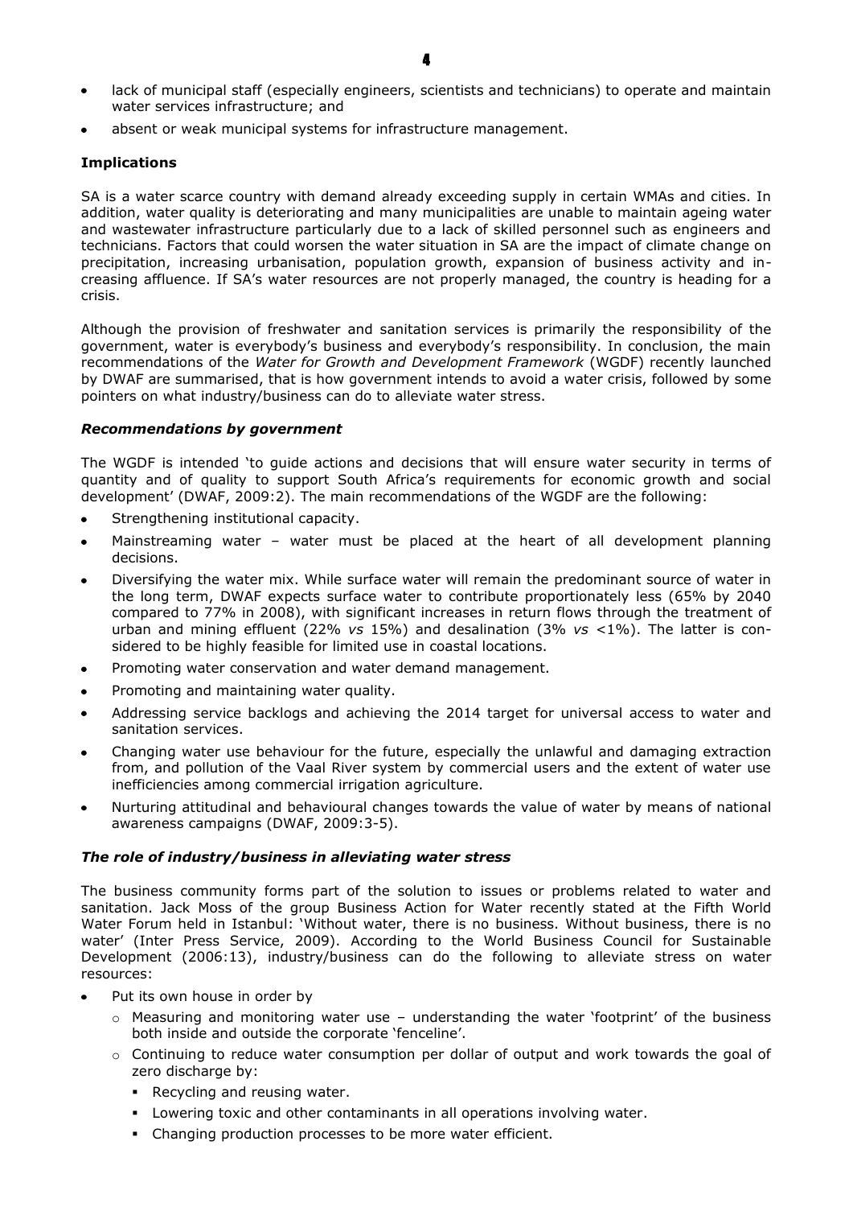- lack of municipal staff (especially engineers, scientists and technicians) to operate and maintain water services infrastructure; and
- absent or weak municipal systems for infrastructure management.

### Implications

SA is a water scarce country with demand already exceeding supply in certain WMAs and cities. In addition, water quality is deteriorating and many municipalities are unable to maintain ageing water and wastewater infrastructure particularly due to a lack of skilled personnel such as engineers and technicians. Factors that could worsen the water situation in SA are the impact of climate change on precipitation, increasing urbanisation, population growth, expansion of business activity and increasing affluence. If SA's water resources are not properly managed, the country is heading for a crisis.

Although the provision of freshwater and sanitation services is primarily the responsibility of the government, water is everybody's business and everybody's responsibility. In conclusion, the main recommendations of the *Water for Growth and Development Framework* (WGDF) recently launched by DWAF are summarised, that is how government intends to avoid a water crisis, followed by some pointers on what industry/business can do to alleviate water stress.

#### *Recommendations by government*

The WGDF is intended 'to guide actions and decisions that will ensure water security in terms of quantity and of quality to support South Africa's requirements for economic growth and social development' (DWAF, 2009:2). The main recommendations of the WGDF are the following:

- Strengthening institutional capacity.
- Mainstreaming water – water must be placed at the heart of all development planning decisions.
- Diversifying the water mix. While surface water will remain the predominant source of water in the long term, DWAF expects surface water to contribute proportionately less (65% by 2040 compared to 77% in 2008), with significant increases in return flows through the treatment of urban and mining effluent (22% *vs* 15%) and desalination (3% *vs* <1%). The latter is considered to be highly feasible for limited use in coastal locations.
- Promoting water conservation and water demand management.
- Promoting and maintaining water quality.
- Addressing service backlogs and achieving the 2014 target for universal access to water and sanitation services.
- Changing water use behaviour for the future, especially the unlawful and damaging extraction from, and pollution of the Vaal River system by commercial users and the extent of water use inefficiencies among commercial irrigation agriculture.
- Nurturing attitudinal and behavioural changes towards the value of water by means of national awareness campaigns (DWAF, 2009:3-5).

#### *The role of industry/business in alleviating water stress*

The business community forms part of the solution to issues or problems related to water and sanitation. Jack Moss of the group Business Action for Water recently stated at the Fifth World Water Forum held in Istanbul: 'Without water, there is no business. Without business, there is no water' (Inter Press Service, 2009). According to the World Business Council for Sustainable Development (2006:13), industry/business can do the following to alleviate stress on water resources:

- Put its own house in order by
  - Measuring and monitoring water use – understanding the water 'footprint' of the business both inside and outside the corporate 'fenceline'.
  - Continuing to reduce water consumption per dollar of output and work towards the goal of zero discharge by:
    - Recycling and reusing water.
    - Lowering toxic and other contaminants in all operations involving water.
    - Changing production processes to be more water efficient.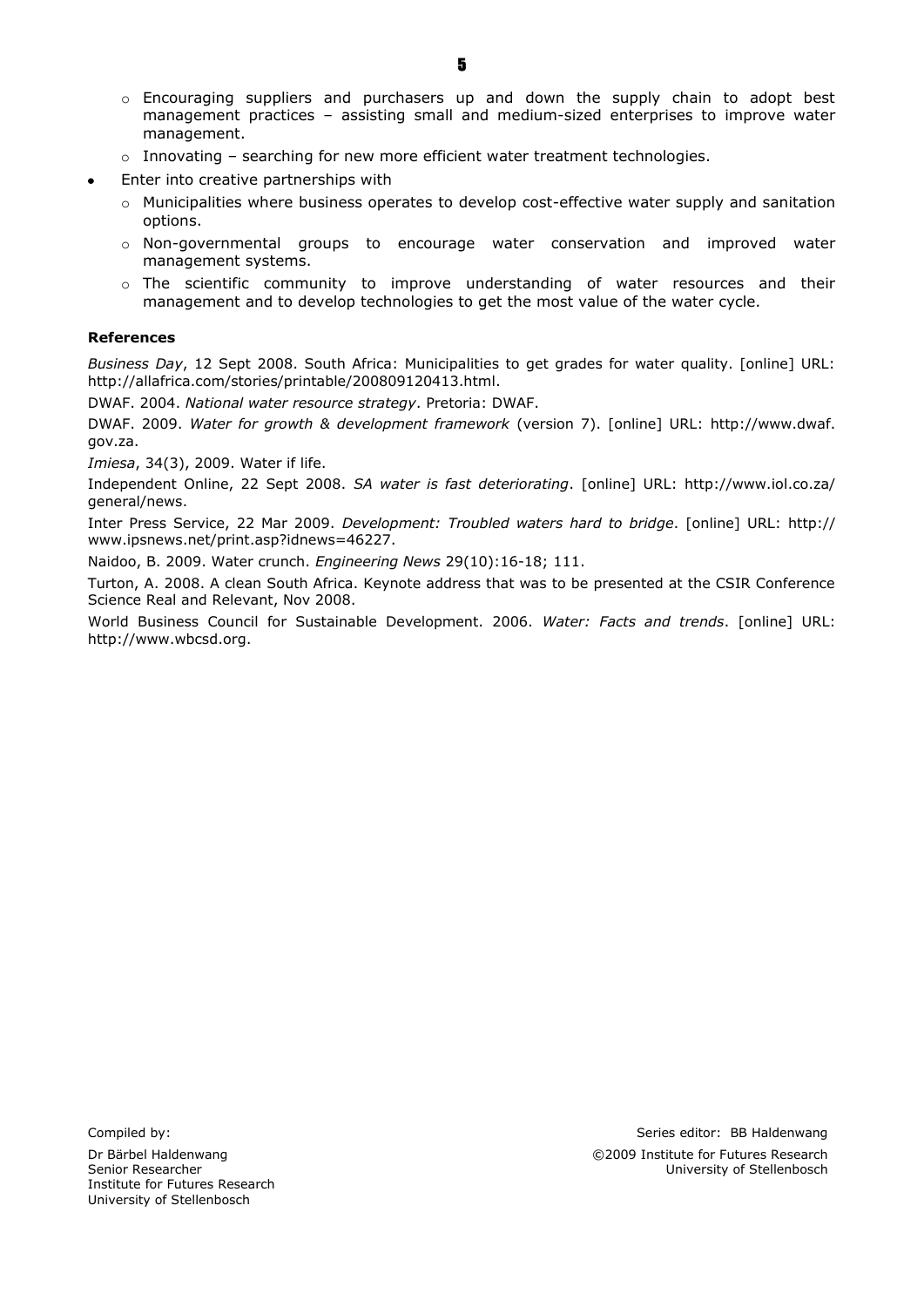- Encouraging suppliers and purchasers up and down the supply chain to adopt best management practices – assisting small and medium-sized enterprises to improve water management.
- Innovating – searching for new more efficient water treatment technologies.

- Enter into creative partnerships with
  - Municipalities where business operates to develop cost-effective water supply and sanitation options.
  - Non-governmental groups to encourage water conservation and improved water management systems.
  - The scientific community to improve understanding of water resources and their management and to develop technologies to get the most value of the water cycle.

**References**

*Business Day*, 12 Sept 2008. South Africa: Municipalities to get grades for water quality. [online] URL: http://allafrica.com/stories/printable/200809120413.html.

DWAF. 2004. *National water resource strategy*. Pretoria: DWAF.

DWAF. 2009. *Water for growth & development framework* (version 7). [online] URL: http://www.dwaf.gov.za.

*Imiesa*, 34(3), 2009. Water if life.

Independent Online, 22 Sept 2008. *SA water is fast deteriorating*. [online] URL: http://www.iol.co.za/general/news.

Inter Press Service, 22 Mar 2009. *Development: Troubled waters hard to bridge*. [online] URL: http://www.ipsnews.net/print.asp?idnews=46227.

Naidoo, B. 2009. Water crunch. *Engineering News* 29(10):16-18; 111.

Turton, A. 2008. A clean South Africa. Keynote address that was to be presented at the CSIR Conference Science Real and Relevant, Nov 2008.

World Business Council for Sustainable Development. 2006. *Water: Facts and trends*. [online] URL: http://www.wbcsd.org.

Compiled by:

Dr Bärbel Haldenwang
Senior Researcher
Institute for Futures Research
University of Stellenbosch

Series editor: BB Haldenwang

©2009 Institute for Futures Research
University of Stellenbosch